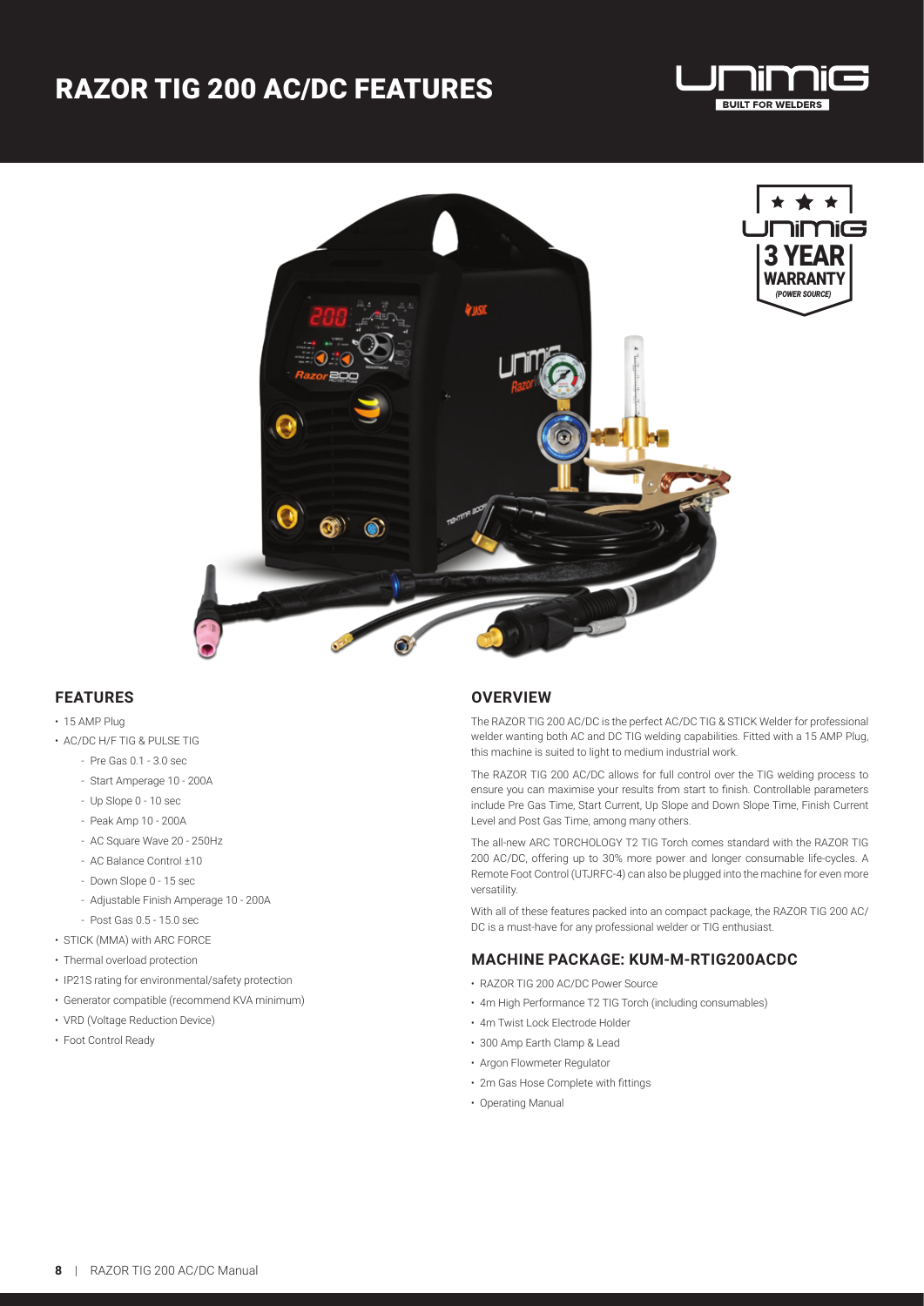# RAZOR TIG 200 AC/DC FEATURES

## FEATURES

- 15 AMP Plug
- AC/DC H/F TIG & PULSE TIG
    - Pre Gas 0.1 - 3.0 sec
    - Start Amperage 10 - 200A
    - Up Slope 0 - 10 sec
    - Peak Amp 10 - 200A
    - AC Square Wave 20 - 250Hz
    - AC Balance Control ±10
    - Down Slope 0 - 15 sec
    - Adjustable Finish Amperage 10 - 200A
    - Post Gas 0.5 - 15.0 sec
- STICK (MMA) with ARC FORCE
- Thermal overload protection
- IP21S rating for environmental/safety protection
- Generator compatible (recommend KVA minimum)
- VRD (Voltage Reduction Device)
- Foot Control Ready

## OVERVIEW

The RAZOR TIG 200 AC/DC is the perfect AC/DC TIG & STICK Welder for professional welder wanting both AC and DC TIG welding capabilities. Fitted with a 15 AMP Plug, this machine is suited to light to medium industrial work.

The RAZOR TIG 200 AC/DC allows for full control over the TIG welding process to ensure you can maximise your results from start to finish. Controllable parameters include Pre Gas Time, Start Current, Up Slope and Down Slope Time, Finish Current Level and Post Gas Time, among many others.

The all-new ARC TORCHOLOGY T2 TIG Torch comes standard with the RAZOR TIG 200 AC/DC, offering up to 30% more power and longer consumable life-cycles. A Remote Foot Control (UTJRFC-4) can also be plugged into the machine for even more versatility.

With all of these features packed into an compact package, the RAZOR TIG 200 AC/DC is a must-have for any professional welder or TIG enthusiast.

## MACHINE PACKAGE: KUM-M-RTIG200ACDC

- RAZOR TIG 200 AC/DC Power Source
- 4m High Performance T2 TIG Torch (including consumables)
- 4m Twist Lock Electrode Holder
- 300 Amp Earth Clamp & Lead
- Argon Flowmeter Regulator
- 2m Gas Hose Complete with fittings
- Operating Manual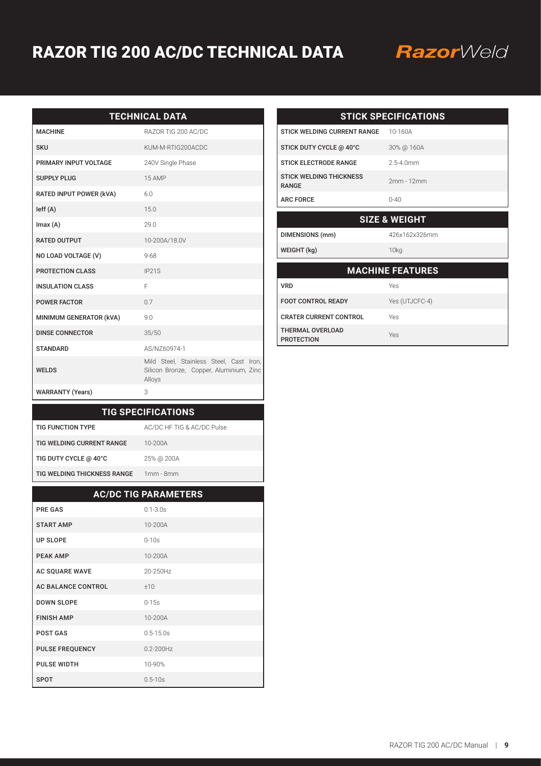# RAZOR TIG 200 AC/DC TECHNICAL DATA

RazorWeld

| TECHNICAL DATA | |
|---|---|
| MACHINE | RAZOR TIG 200 AC/DC |
| SKU | KUM-M-RTIG200ACDC |
| PRIMARY INPUT VOLTAGE | 240V Single Phase |
| SUPPLY PLUG | 15 AMP |
| RATED INPUT POWER (kVA) | 6.0 |
| Ieff (A) | 15.0 |
| Imax (A) | 29.0 |
| RATED OUTPUT | 10-200A/18.0V |
| NO LOAD VOLTAGE (V) | 9-68 |
| PROTECTION CLASS | IP21S |
| INSULATION CLASS | F |
| POWER FACTOR | 0.7 |
| MINIMUM GENERATOR (kVA) | 9.0 |
| DINSE CONNECTOR | 35/50 |
| STANDARD | AS/NZ60974-1 |
| WELDS | Mild Steel, Stainless Steel, Cast Iron, Silicon Bronze, Copper, Aluminium, Zinc Alloys |
| WARRANTY (Years) | 3 |

| TIG SPECIFICATIONS | |
|---|---|
| TIG FUNCTION TYPE | AC/DC HF TIG & AC/DC Pulse |
| TIG WELDING CURRENT RANGE | 10-200A |
| TIG DUTY CYCLE @ 40°C | 25% @ 200A |
| TIG WELDING THICKNESS RANGE | 1mm - 8mm |

| AC/DC TIG PARAMETERS | |
|---|---|
| PRE GAS | 0.1-3.0s |
| START AMP | 10-200A |
| UP SLOPE | 0-10s |
| PEAK AMP | 10-200A |
| AC SQUARE WAVE | 20-250Hz |
| AC BALANCE CONTROL | ±10 |
| DOWN SLOPE | 0-15s |
| FINISH AMP | 10-200A |
| POST GAS | 0.5-15.0s |
| PULSE FREQUENCY | 0.2-200Hz |
| PULSE WIDTH | 10-90% |
| SPOT | 0.5-10s |

| STICK SPECIFICATIONS | |
|---|---|
| STICK WELDING CURRENT RANGE | 10-160A |
| STICK DUTY CYCLE @ 40°C | 30% @ 160A |
| STICK ELECTRODE RANGE | 2.5-4.0mm |
| STICK WELDING THICKNESS RANGE | 2mm - 12mm |
| ARC FORCE | 0-40 |

| SIZE & WEIGHT | |
|---|---|
| DIMENSIONS (mm) | 426x162x326mm |
| WEIGHT (kg) | 10kg |

| MACHINE FEATURES | |
|---|---|
| VRD | Yes |
| FOOT CONTROL READY | Yes (UTJCFC-4) |
| CRATER CURRENT CONTROL | Yes |
| THERMAL OVERLOAD PROTECTION | Yes |